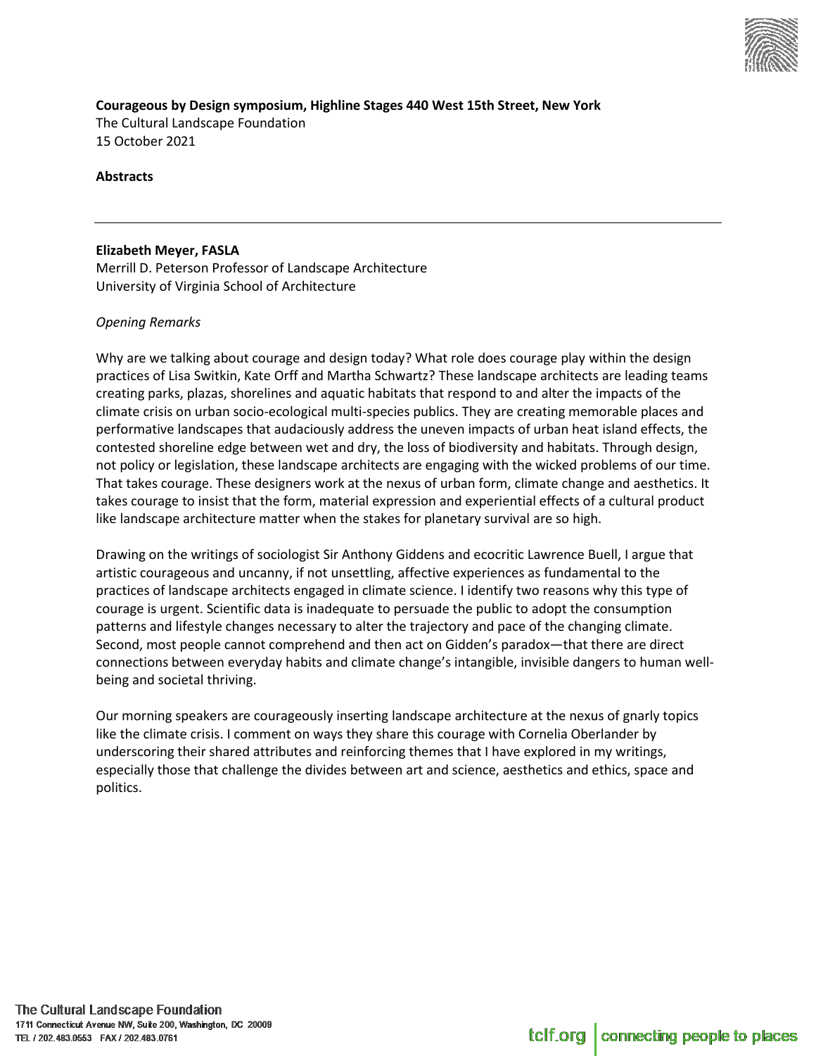**Courageous by Design symposium, Highline Stages 440 West 15th Street, New York**
The Cultural Landscape Foundation
15 October 2021

**Abstracts**

---

**Elizabeth Meyer, FASLA**
Merrill D. Peterson Professor of Landscape Architecture
University of Virginia School of Architecture

*Opening Remarks*

Why are we talking about courage and design today? What role does courage play within the design practices of Lisa Switkin, Kate Orff and Martha Schwartz? These landscape architects are leading teams creating parks, plazas, shorelines and aquatic habitats that respond to and alter the impacts of the climate crisis on urban socio-ecological multi-species publics. They are creating memorable places and performative landscapes that audaciously address the uneven impacts of urban heat island effects, the contested shoreline edge between wet and dry, the loss of biodiversity and habitats. Through design, not policy or legislation, these landscape architects are engaging with the wicked problems of our time. That takes courage. These designers work at the nexus of urban form, climate change and aesthetics. It takes courage to insist that the form, material expression and experiential effects of a cultural product like landscape architecture matter when the stakes for planetary survival are so high.

Drawing on the writings of sociologist Sir Anthony Giddens and ecocritic Lawrence Buell, I argue that artistic courageous and uncanny, if not unsettling, affective experiences as fundamental to the practices of landscape architects engaged in climate science. I identify two reasons why this type of courage is urgent. Scientific data is inadequate to persuade the public to adopt the consumption patterns and lifestyle changes necessary to alter the trajectory and pace of the changing climate. Second, most people cannot comprehend and then act on Gidden's paradox—that there are direct connections between everyday habits and climate change's intangible, invisible dangers to human well-being and societal thriving.

Our morning speakers are courageously inserting landscape architecture at the nexus of gnarly topics like the climate crisis. I comment on ways they share this courage with Cornelia Oberlander by underscoring their shared attributes and reinforcing themes that I have explored in my writings, especially those that challenge the divides between art and science, aesthetics and ethics, space and politics.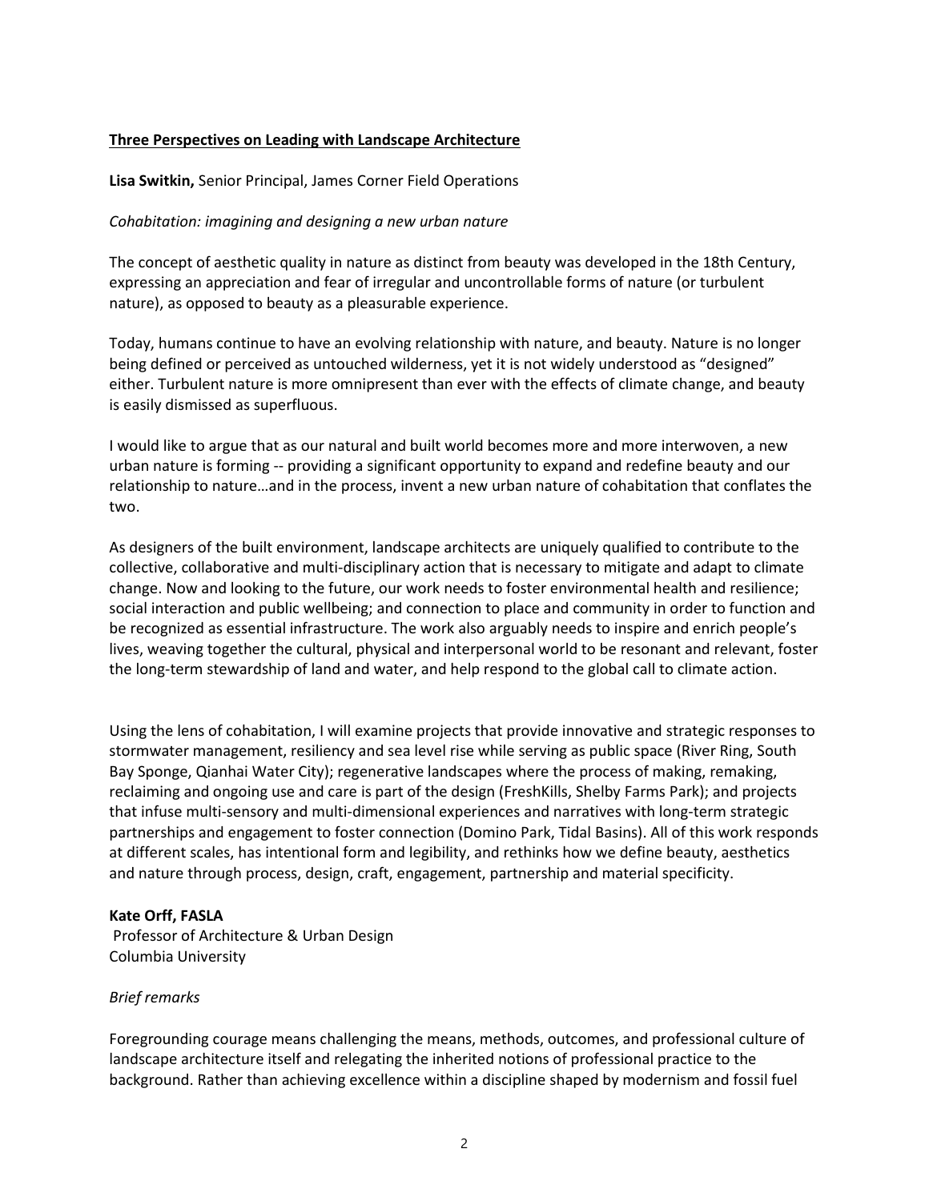**<u>Three Perspectives on Leading with Landscape Architecture</u>**

**Lisa Switkin,** Senior Principal, James Corner Field Operations

*Cohabitation: imagining and designing a new urban nature*

The concept of aesthetic quality in nature as distinct from beauty was developed in the 18th Century, expressing an appreciation and fear of irregular and uncontrollable forms of nature (or turbulent nature), as opposed to beauty as a pleasurable experience.

Today, humans continue to have an evolving relationship with nature, and beauty. Nature is no longer being defined or perceived as untouched wilderness, yet it is not widely understood as "designed" either. Turbulent nature is more omnipresent than ever with the effects of climate change, and beauty is easily dismissed as superfluous.

I would like to argue that as our natural and built world becomes more and more interwoven, a new urban nature is forming -- providing a significant opportunity to expand and redefine beauty and our relationship to nature…and in the process, invent a new urban nature of cohabitation that conflates the two.

As designers of the built environment, landscape architects are uniquely qualified to contribute to the collective, collaborative and multi-disciplinary action that is necessary to mitigate and adapt to climate change. Now and looking to the future, our work needs to foster environmental health and resilience; social interaction and public wellbeing; and connection to place and community in order to function and be recognized as essential infrastructure. The work also arguably needs to inspire and enrich people's lives, weaving together the cultural, physical and interpersonal world to be resonant and relevant, foster the long-term stewardship of land and water, and help respond to the global call to climate action.

Using the lens of cohabitation, I will examine projects that provide innovative and strategic responses to stormwater management, resiliency and sea level rise while serving as public space (River Ring, South Bay Sponge, Qianhai Water City); regenerative landscapes where the process of making, remaking, reclaiming and ongoing use and care is part of the design (FreshKills, Shelby Farms Park); and projects that infuse multi-sensory and multi-dimensional experiences and narratives with long-term strategic partnerships and engagement to foster connection (Domino Park, Tidal Basins). All of this work responds at different scales, has intentional form and legibility, and rethinks how we define beauty, aesthetics and nature through process, design, craft, engagement, partnership and material specificity.

**Kate Orff, FASLA**
Professor of Architecture & Urban Design
Columbia University

*Brief remarks*

Foregrounding courage means challenging the means, methods, outcomes, and professional culture of landscape architecture itself and relegating the inherited notions of professional practice to the background. Rather than achieving excellence within a discipline shaped by modernism and fossil fuel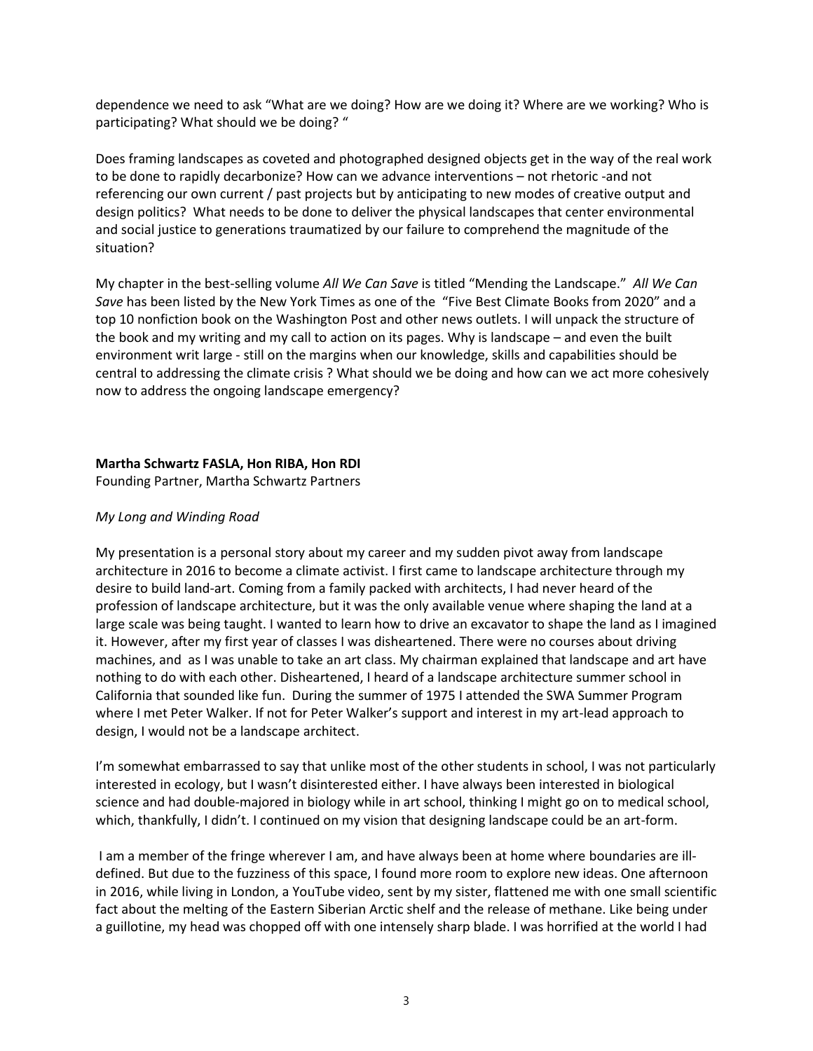dependence we need to ask "What are we doing? How are we doing it? Where are we working? Who is participating? What should we be doing? "

Does framing landscapes as coveted and photographed designed objects get in the way of the real work to be done to rapidly decarbonize? How can we advance interventions – not rhetoric -and not referencing our own current / past projects but by anticipating to new modes of creative output and design politics? What needs to be done to deliver the physical landscapes that center environmental and social justice to generations traumatized by our failure to comprehend the magnitude of the situation?

My chapter in the best-selling volume *All We Can Save* is titled "Mending the Landscape." *All We Can Save* has been listed by the New York Times as one of the "Five Best Climate Books from 2020" and a top 10 nonfiction book on the Washington Post and other news outlets. I will unpack the structure of the book and my writing and my call to action on its pages. Why is landscape – and even the built environment writ large - still on the margins when our knowledge, skills and capabilities should be central to addressing the climate crisis ? What should we be doing and how can we act more cohesively now to address the ongoing landscape emergency?

**Martha Schwartz FASLA, Hon RIBA, Hon RDI**
Founding Partner, Martha Schwartz Partners

*My Long and Winding Road*

My presentation is a personal story about my career and my sudden pivot away from landscape architecture in 2016 to become a climate activist. I first came to landscape architecture through my desire to build land-art. Coming from a family packed with architects, I had never heard of the profession of landscape architecture, but it was the only available venue where shaping the land at a large scale was being taught. I wanted to learn how to drive an excavator to shape the land as I imagined it. However, after my first year of classes I was disheartened. There were no courses about driving machines, and as I was unable to take an art class. My chairman explained that landscape and art have nothing to do with each other. Disheartened, I heard of a landscape architecture summer school in California that sounded like fun. During the summer of 1975 I attended the SWA Summer Program where I met Peter Walker. If not for Peter Walker's support and interest in my art-lead approach to design, I would not be a landscape architect.

I'm somewhat embarrassed to say that unlike most of the other students in school, I was not particularly interested in ecology, but I wasn't disinterested either. I have always been interested in biological science and had double-majored in biology while in art school, thinking I might go on to medical school, which, thankfully, I didn't. I continued on my vision that designing landscape could be an art-form.

I am a member of the fringe wherever I am, and have always been at home where boundaries are ill-defined. But due to the fuzziness of this space, I found more room to explore new ideas. One afternoon in 2016, while living in London, a YouTube video, sent by my sister, flattened me with one small scientific fact about the melting of the Eastern Siberian Arctic shelf and the release of methane. Like being under a guillotine, my head was chopped off with one intensely sharp blade. I was horrified at the world I had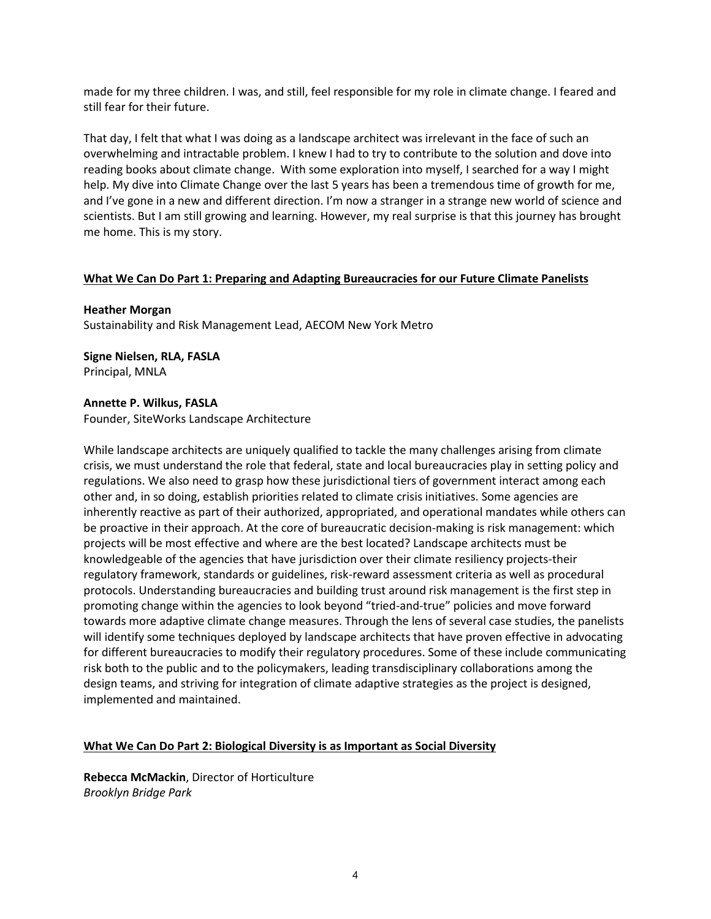made for my three children. I was, and still, feel responsible for my role in climate change. I feared and still fear for their future.

That day, I felt that what I was doing as a landscape architect was irrelevant in the face of such an overwhelming and intractable problem. I knew I had to try to contribute to the solution and dove into reading books about climate change. With some exploration into myself, I searched for a way I might help. My dive into Climate Change over the last 5 years has been a tremendous time of growth for me, and I've gone in a new and different direction. I'm now a stranger in a strange new world of science and scientists. But I am still growing and learning. However, my real surprise is that this journey has brought me home. This is my story.

## What We Can Do Part 1: Preparing and Adapting Bureaucracies for our Future Climate Panelists

**Heather Morgan**
Sustainability and Risk Management Lead, AECOM New York Metro

**Signe Nielsen, RLA, FASLA**
Principal, MNLA

**Annette P. Wilkus, FASLA**
Founder, SiteWorks Landscape Architecture

While landscape architects are uniquely qualified to tackle the many challenges arising from climate crisis, we must understand the role that federal, state and local bureaucracies play in setting policy and regulations. We also need to grasp how these jurisdictional tiers of government interact among each other and, in so doing, establish priorities related to climate crisis initiatives. Some agencies are inherently reactive as part of their authorized, appropriated, and operational mandates while others can be proactive in their approach. At the core of bureaucratic decision-making is risk management: which projects will be most effective and where are the best located? Landscape architects must be knowledgeable of the agencies that have jurisdiction over their climate resiliency projects-their regulatory framework, standards or guidelines, risk-reward assessment criteria as well as procedural protocols. Understanding bureaucracies and building trust around risk management is the first step in promoting change within the agencies to look beyond "tried-and-true" policies and move forward towards more adaptive climate change measures. Through the lens of several case studies, the panelists will identify some techniques deployed by landscape architects that have proven effective in advocating for different bureaucracies to modify their regulatory procedures. Some of these include communicating risk both to the public and to the policymakers, leading transdisciplinary collaborations among the design teams, and striving for integration of climate adaptive strategies as the project is designed, implemented and maintained.

## What We Can Do Part 2: Biological Diversity is as Important as Social Diversity

**Rebecca McMackin**, Director of Horticulture
*Brooklyn Bridge Park*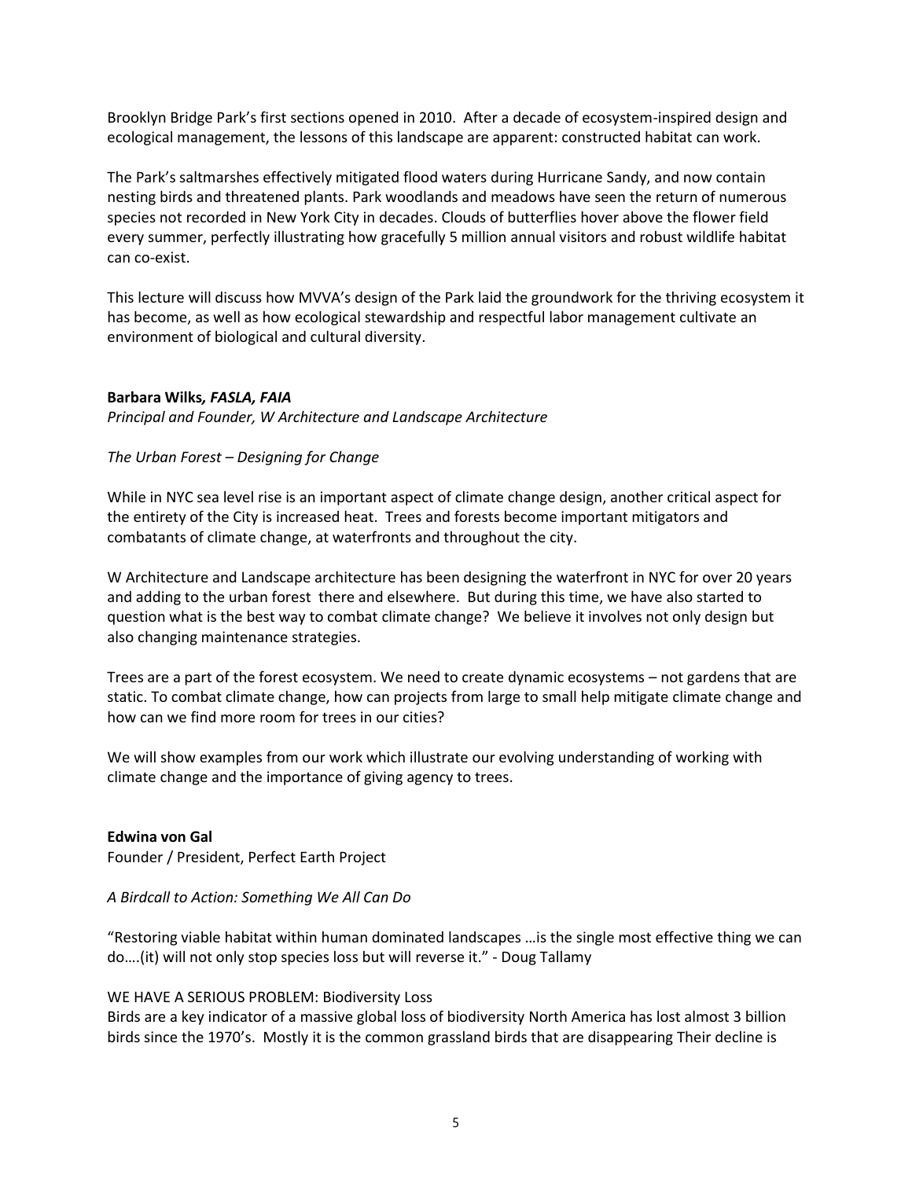Brooklyn Bridge Park's first sections opened in 2010. After a decade of ecosystem-inspired design and ecological management, the lessons of this landscape are apparent: constructed habitat can work.

The Park's saltmarshes effectively mitigated flood waters during Hurricane Sandy, and now contain nesting birds and threatened plants. Park woodlands and meadows have seen the return of numerous species not recorded in New York City in decades. Clouds of butterflies hover above the flower field every summer, perfectly illustrating how gracefully 5 million annual visitors and robust wildlife habitat can co-exist.

This lecture will discuss how MVVA's design of the Park laid the groundwork for the thriving ecosystem it has become, as well as how ecological stewardship and respectful labor management cultivate an environment of biological and cultural diversity.

**Barbara Wilks*, FASLA, FAIA***

*Principal and Founder, W Architecture and Landscape Architecture*

*The Urban Forest – Designing for Change*

While in NYC sea level rise is an important aspect of climate change design, another critical aspect for the entirety of the City is increased heat. Trees and forests become important mitigators and combatants of climate change, at waterfronts and throughout the city.

W Architecture and Landscape architecture has been designing the waterfront in NYC for over 20 years and adding to the urban forest there and elsewhere. But during this time, we have also started to question what is the best way to combat climate change? We believe it involves not only design but also changing maintenance strategies.

Trees are a part of the forest ecosystem. We need to create dynamic ecosystems – not gardens that are static. To combat climate change, how can projects from large to small help mitigate climate change and how can we find more room for trees in our cities?

We will show examples from our work which illustrate our evolving understanding of working with climate change and the importance of giving agency to trees.

**Edwina von Gal**

Founder / President, Perfect Earth Project

*A Birdcall to Action: Something We All Can Do*

"Restoring viable habitat within human dominated landscapes …is the single most effective thing we can do….(it) will not only stop species loss but will reverse it." - Doug Tallamy

WE HAVE A SERIOUS PROBLEM: Biodiversity Loss

Birds are a key indicator of a massive global loss of biodiversity North America has lost almost 3 billion birds since the 1970's. Mostly it is the common grassland birds that are disappearing Their decline is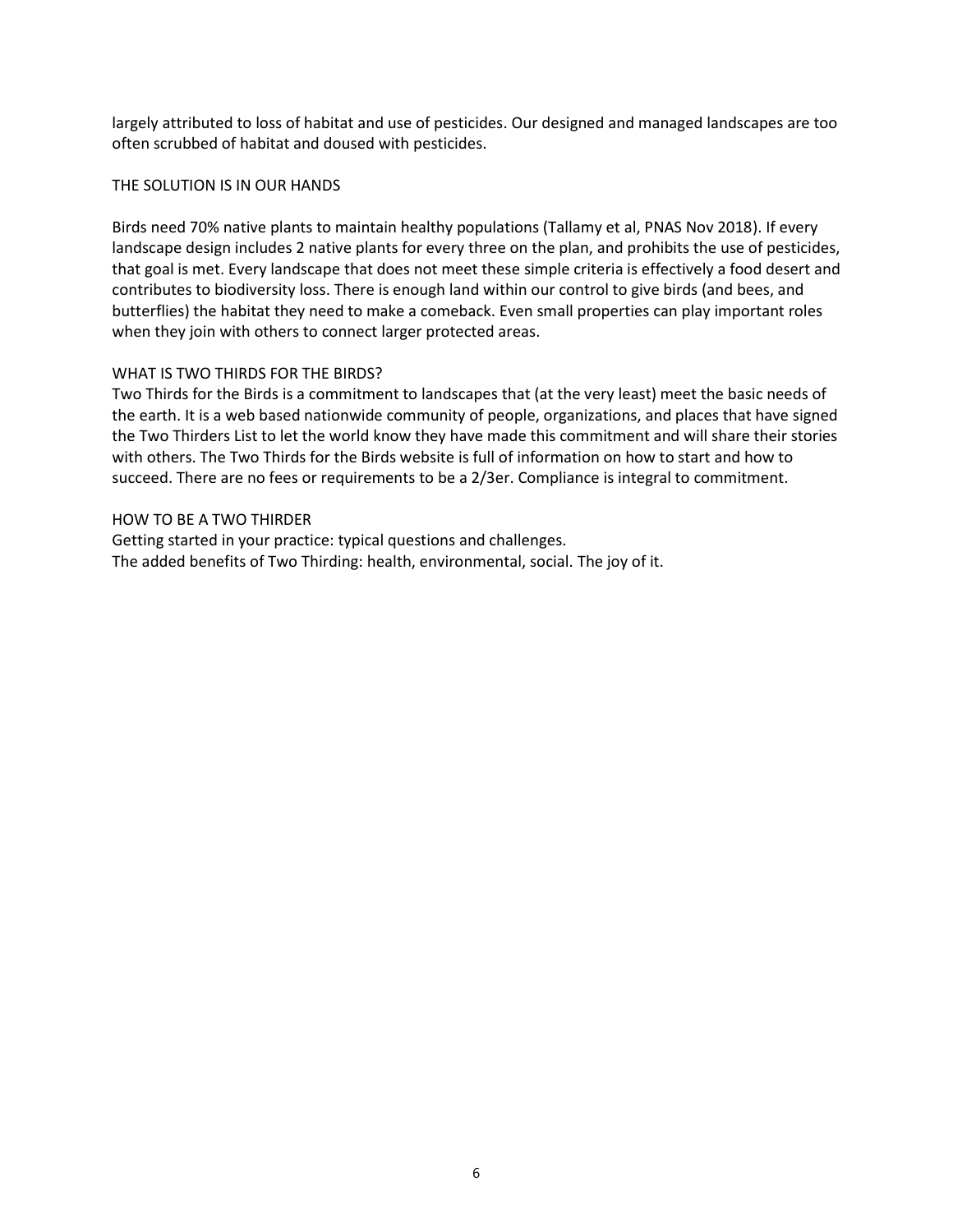largely attributed to loss of habitat and use of pesticides. Our designed and managed landscapes are too often scrubbed of habitat and doused with pesticides.

## THE SOLUTION IS IN OUR HANDS

Birds need 70% native plants to maintain healthy populations (Tallamy et al, PNAS Nov 2018). If every landscape design includes 2 native plants for every three on the plan, and prohibits the use of pesticides, that goal is met. Every landscape that does not meet these simple criteria is effectively a food desert and contributes to biodiversity loss. There is enough land within our control to give birds (and bees, and butterflies) the habitat they need to make a comeback. Even small properties can play important roles when they join with others to connect larger protected areas.

## WHAT IS TWO THIRDS FOR THE BIRDS?

Two Thirds for the Birds is a commitment to landscapes that (at the very least) meet the basic needs of the earth. It is a web based nationwide community of people, organizations, and places that have signed the Two Thirders List to let the world know they have made this commitment and will share their stories with others. The Two Thirds for the Birds website is full of information on how to start and how to succeed. There are no fees or requirements to be a 2/3er. Compliance is integral to commitment.

## HOW TO BE A TWO THIRDER

Getting started in your practice: typical questions and challenges.
The added benefits of Two Thirding: health, environmental, social. The joy of it.